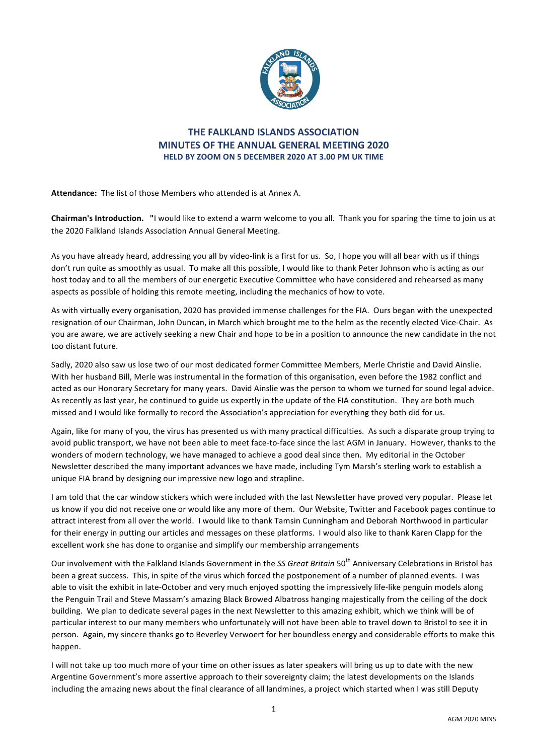# THE FALKLAND ISLANDS ASSOCIATION
## MINUTES OF THE ANNUAL GENERAL MEETING 2020
### HELD BY ZOOM ON 5 DECEMBER 2020 AT 3.00 PM UK TIME

**Attendance:** The list of those Members who attended is at Annex A.

**Chairman's Introduction.** "I would like to extend a warm welcome to you all. Thank you for sparing the time to join us at the 2020 Falkland Islands Association Annual General Meeting.

As you have already heard, addressing you all by video-link is a first for us. So, I hope you will all bear with us if things don't run quite as smoothly as usual. To make all this possible, I would like to thank Peter Johnson who is acting as our host today and to all the members of our energetic Executive Committee who have considered and rehearsed as many aspects as possible of holding this remote meeting, including the mechanics of how to vote.

As with virtually every organisation, 2020 has provided immense challenges for the FIA. Ours began with the unexpected resignation of our Chairman, John Duncan, in March which brought me to the helm as the recently elected Vice-Chair. As you are aware, we are actively seeking a new Chair and hope to be in a position to announce the new candidate in the not too distant future.

Sadly, 2020 also saw us lose two of our most dedicated former Committee Members, Merle Christie and David Ainslie. With her husband Bill, Merle was instrumental in the formation of this organisation, even before the 1982 conflict and acted as our Honorary Secretary for many years. David Ainslie was the person to whom we turned for sound legal advice. As recently as last year, he continued to guide us expertly in the update of the FIA constitution. They are both much missed and I would like formally to record the Association's appreciation for everything they both did for us.

Again, like for many of you, the virus has presented us with many practical difficulties. As such a disparate group trying to avoid public transport, we have not been able to meet face-to-face since the last AGM in January. However, thanks to the wonders of modern technology, we have managed to achieve a good deal since then. My editorial in the October Newsletter described the many important advances we have made, including Tym Marsh's sterling work to establish a unique FIA brand by designing our impressive new logo and strapline.

I am told that the car window stickers which were included with the last Newsletter have proved very popular. Please let us know if you did not receive one or would like any more of them. Our Website, Twitter and Facebook pages continue to attract interest from all over the world. I would like to thank Tamsin Cunningham and Deborah Northwood in particular for their energy in putting our articles and messages on these platforms. I would also like to thank Karen Clapp for the excellent work she has done to organise and simplify our membership arrangements

Our involvement with the Falkland Islands Government in the *SS Great Britain* 50th Anniversary Celebrations in Bristol has been a great success. This, in spite of the virus which forced the postponement of a number of planned events. I was able to visit the exhibit in late-October and very much enjoyed spotting the impressively life-like penguin models along the Penguin Trail and Steve Massam's amazing Black Browed Albatross hanging majestically from the ceiling of the dock building. We plan to dedicate several pages in the next Newsletter to this amazing exhibit, which we think will be of particular interest to our many members who unfortunately will not have been able to travel down to Bristol to see it in person. Again, my sincere thanks go to Beverley Verwoert for her boundless energy and considerable efforts to make this happen.

I will not take up too much more of your time on other issues as later speakers will bring us up to date with the new Argentine Government's more assertive approach to their sovereignty claim; the latest developments on the Islands including the amazing news about the final clearance of all landmines, a project which started when I was still Deputy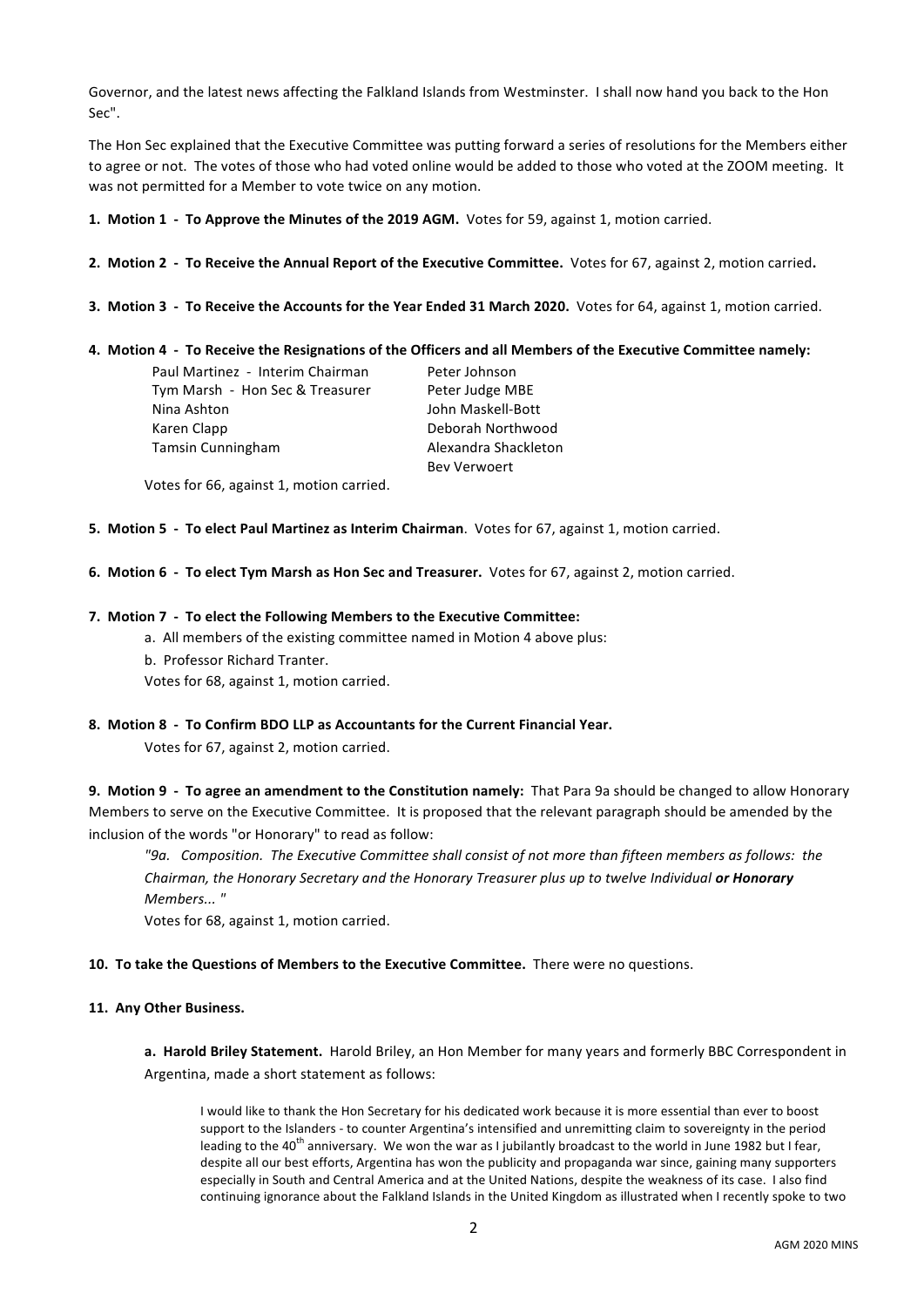Governor, and the latest news affecting the Falkland Islands from Westminster. I shall now hand you back to the Hon Sec".

The Hon Sec explained that the Executive Committee was putting forward a series of resolutions for the Members either to agree or not. The votes of those who had voted online would be added to those who voted at the ZOOM meeting. It was not permitted for a Member to vote twice on any motion.

**1. Motion 1 - To Approve the Minutes of the 2019 AGM.** Votes for 59, against 1, motion carried.

**2. Motion 2 - To Receive the Annual Report of the Executive Committee.** Votes for 67, against 2, motion carried**.**

**3. Motion 3 - To Receive the Accounts for the Year Ended 31 March 2020.** Votes for 64, against 1, motion carried.

**4. Motion 4 - To Receive the Resignations of the Officers and all Members of the Executive Committee namely:**

Paul Martinez - Interim Chairman
Tym Marsh - Hon Sec & Treasurer
Nina Ashton
Karen Clapp
Tamsin Cunningham
Peter Johnson
Peter Judge MBE
John Maskell-Bott
Deborah Northwood
Alexandra Shackleton
Bev Verwoert

Votes for 66, against 1, motion carried.

**5. Motion 5 - To elect Paul Martinez as Interim Chairman**. Votes for 67, against 1, motion carried.

**6. Motion 6 - To elect Tym Marsh as Hon Sec and Treasurer.** Votes for 67, against 2, motion carried.

**7. Motion 7 - To elect the Following Members to the Executive Committee:**

a. All members of the existing committee named in Motion 4 above plus:

b. Professor Richard Tranter.

Votes for 68, against 1, motion carried.

**8. Motion 8 - To Confirm BDO LLP as Accountants for the Current Financial Year.**

Votes for 67, against 2, motion carried.

**9. Motion 9 - To agree an amendment to the Constitution namely:** That Para 9a should be changed to allow Honorary Members to serve on the Executive Committee. It is proposed that the relevant paragraph should be amended by the inclusion of the words "or Honorary" to read as follow:

*"9a. Composition. The Executive Committee shall consist of not more than fifteen members as follows: the Chairman, the Honorary Secretary and the Honorary Treasurer plus up to twelve Individual* ***or Honorary*** *Members... "*

Votes for 68, against 1, motion carried.

**10. To take the Questions of Members to the Executive Committee.** There were no questions.

**11. Any Other Business.**

**a. Harold Briley Statement.** Harold Briley, an Hon Member for many years and formerly BBC Correspondent in Argentina, made a short statement as follows:

I would like to thank the Hon Secretary for his dedicated work because it is more essential than ever to boost support to the Islanders - to counter Argentina's intensified and unremitting claim to sovereignty in the period leading to the 40th anniversary. We won the war as I jubilantly broadcast to the world in June 1982 but I fear, despite all our best efforts, Argentina has won the publicity and propaganda war since, gaining many supporters especially in South and Central America and at the United Nations, despite the weakness of its case. I also find continuing ignorance about the Falkland Islands in the United Kingdom as illustrated when I recently spoke to two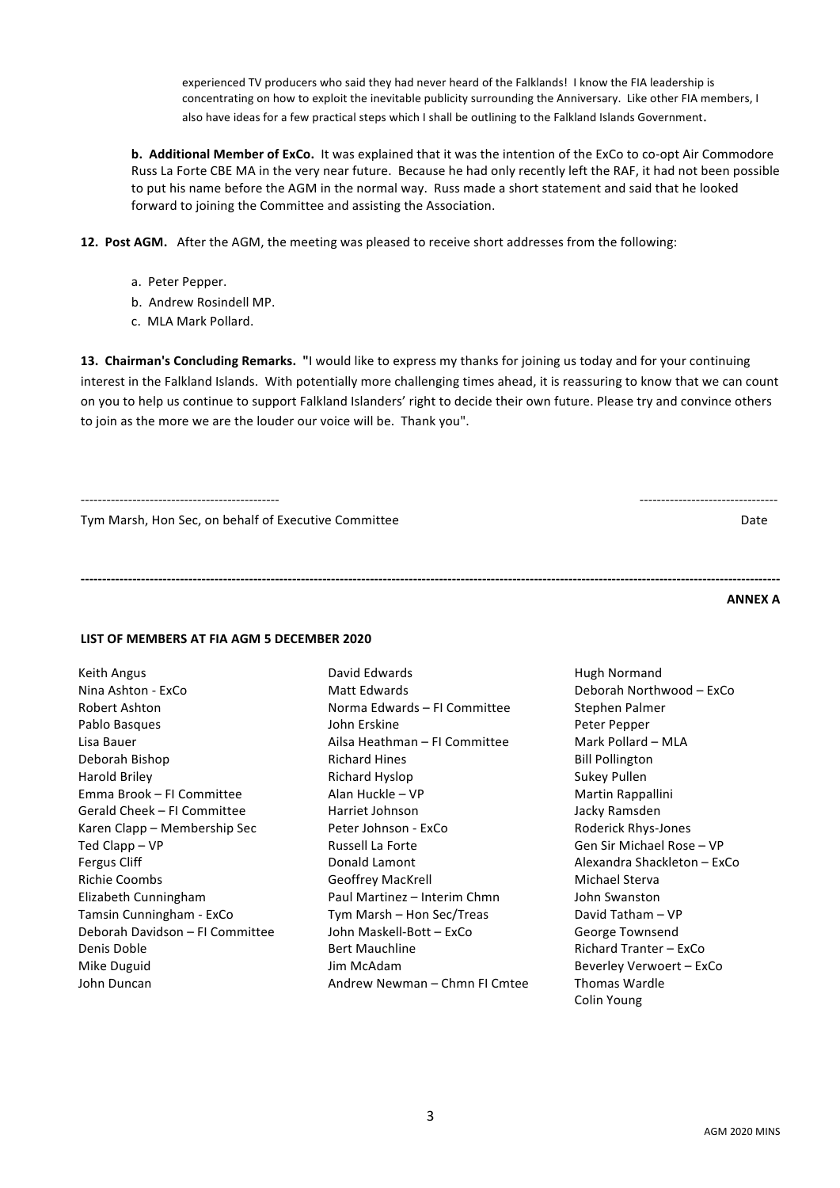experienced TV producers who said they had never heard of the Falklands! I know the FIA leadership is concentrating on how to exploit the inevitable publicity surrounding the Anniversary. Like other FIA members, I also have ideas for a few practical steps which I shall be outlining to the Falkland Islands Government.

**b. Additional Member of ExCo.** It was explained that it was the intention of the ExCo to co-opt Air Commodore Russ La Forte CBE MA in the very near future. Because he had only recently left the RAF, it had not been possible to put his name before the AGM in the normal way. Russ made a short statement and said that he looked forward to joining the Committee and assisting the Association.

**12. Post AGM.** After the AGM, the meeting was pleased to receive short addresses from the following:

a. Peter Pepper.
b. Andrew Rosindell MP.
c. MLA Mark Pollard.

**13. Chairman's Concluding Remarks.** "I would like to express my thanks for joining us today and for your continuing interest in the Falkland Islands. With potentially more challenging times ahead, it is reassuring to know that we can count on you to help us continue to support Falkland Islanders' right to decide their own future. Please try and convince others to join as the more we are the louder our voice will be. Thank you".

----------------------------------------------- --------------------------------

Tym Marsh, Hon Sec, on behalf of Executive Committee Date

---

**ANNEX A**

**LIST OF MEMBERS AT FIA AGM 5 DECEMBER 2020**

Keith Angus
Nina Ashton - ExCo
Robert Ashton
Pablo Basques
Lisa Bauer
Deborah Bishop
Harold Briley
Emma Brook – FI Committee
Gerald Cheek – FI Committee
Karen Clapp – Membership Sec
Ted Clapp – VP
Fergus Cliff
Richie Coombs
Elizabeth Cunningham
Tamsin Cunningham - ExCo
Deborah Davidson – FI Committee
Denis Doble
Mike Duguid
John Duncan
David Edwards
Matt Edwards
Norma Edwards – FI Committee
John Erskine
Ailsa Heathman – FI Committee
Richard Hines
Richard Hyslop
Alan Huckle – VP
Harriet Johnson
Peter Johnson - ExCo
Russell La Forte
Donald Lamont
Geoffrey MacKrell
Paul Martinez – Interim Chmn
Tym Marsh – Hon Sec/Treas
John Maskell-Bott – ExCo
Bert Mauchline
Jim McAdam
Andrew Newman – Chmn FI Cmtee
Hugh Normand
Deborah Northwood – ExCo
Stephen Palmer
Peter Pepper
Mark Pollard – MLA
Bill Pollington
Sukey Pullen
Martin Rappallini
Jacky Ramsden
Roderick Rhys-Jones
Gen Sir Michael Rose – VP
Alexandra Shackleton – ExCo
Michael Sterva
John Swanston
David Tatham – VP
George Townsend
Richard Tranter – ExCo
Beverley Verwoert – ExCo
Thomas Wardle
Colin Young